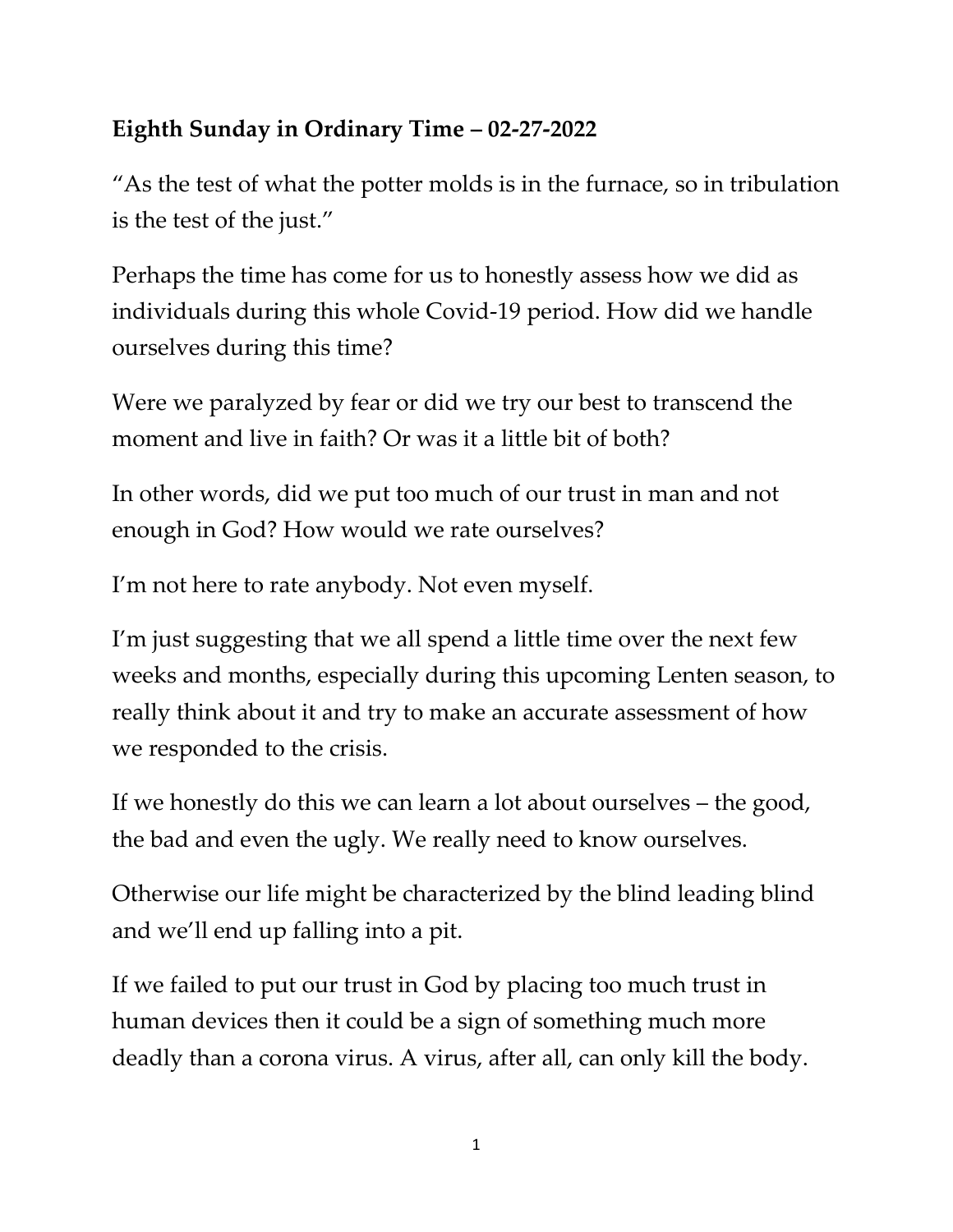**Eighth Sunday in Ordinary Time – 02-27-2022**

"As the test of what the potter molds is in the furnace, so in tribulation is the test of the just."

Perhaps the time has come for us to honestly assess how we did as individuals during this whole Covid-19 period. How did we handle ourselves during this time?

Were we paralyzed by fear or did we try our best to transcend the moment and live in faith? Or was it a little bit of both?

In other words, did we put too much of our trust in man and not enough in God? How would we rate ourselves?

I'm not here to rate anybody. Not even myself.

I'm just suggesting that we all spend a little time over the next few weeks and months, especially during this upcoming Lenten season, to really think about it and try to make an accurate assessment of how we responded to the crisis.

If we honestly do this we can learn a lot about ourselves – the good, the bad and even the ugly. We really need to know ourselves.

Otherwise our life might be characterized by the blind leading blind and we'll end up falling into a pit.

If we failed to put our trust in God by placing too much trust in human devices then it could be a sign of something much more deadly than a corona virus. A virus, after all, can only kill the body.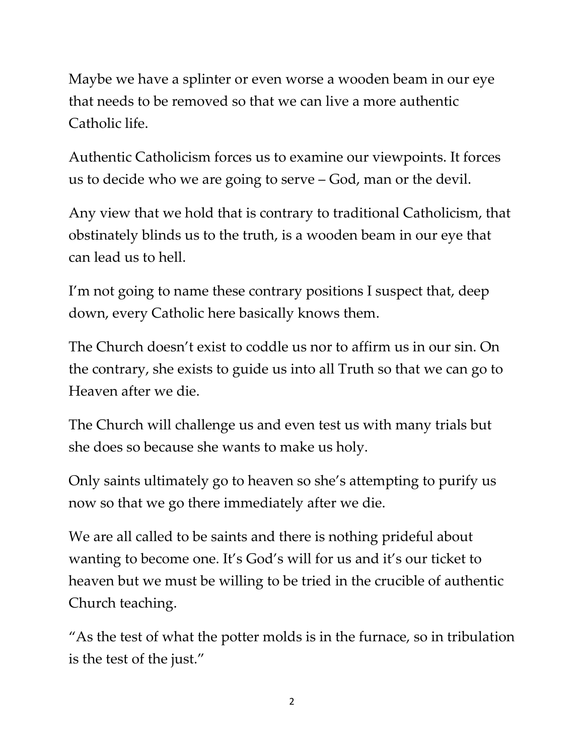Maybe we have a splinter or even worse a wooden beam in our eye that needs to be removed so that we can live a more authentic Catholic life.

Authentic Catholicism forces us to examine our viewpoints. It forces us to decide who we are going to serve – God, man or the devil.

Any view that we hold that is contrary to traditional Catholicism, that obstinately blinds us to the truth, is a wooden beam in our eye that can lead us to hell.

I'm not going to name these contrary positions I suspect that, deep down, every Catholic here basically knows them.

The Church doesn't exist to coddle us nor to affirm us in our sin. On the contrary, she exists to guide us into all Truth so that we can go to Heaven after we die.

The Church will challenge us and even test us with many trials but she does so because she wants to make us holy.

Only saints ultimately go to heaven so she's attempting to purify us now so that we go there immediately after we die.

We are all called to be saints and there is nothing prideful about wanting to become one. It's God's will for us and it's our ticket to heaven but we must be willing to be tried in the crucible of authentic Church teaching.

"As the test of what the potter molds is in the furnace, so in tribulation is the test of the just."